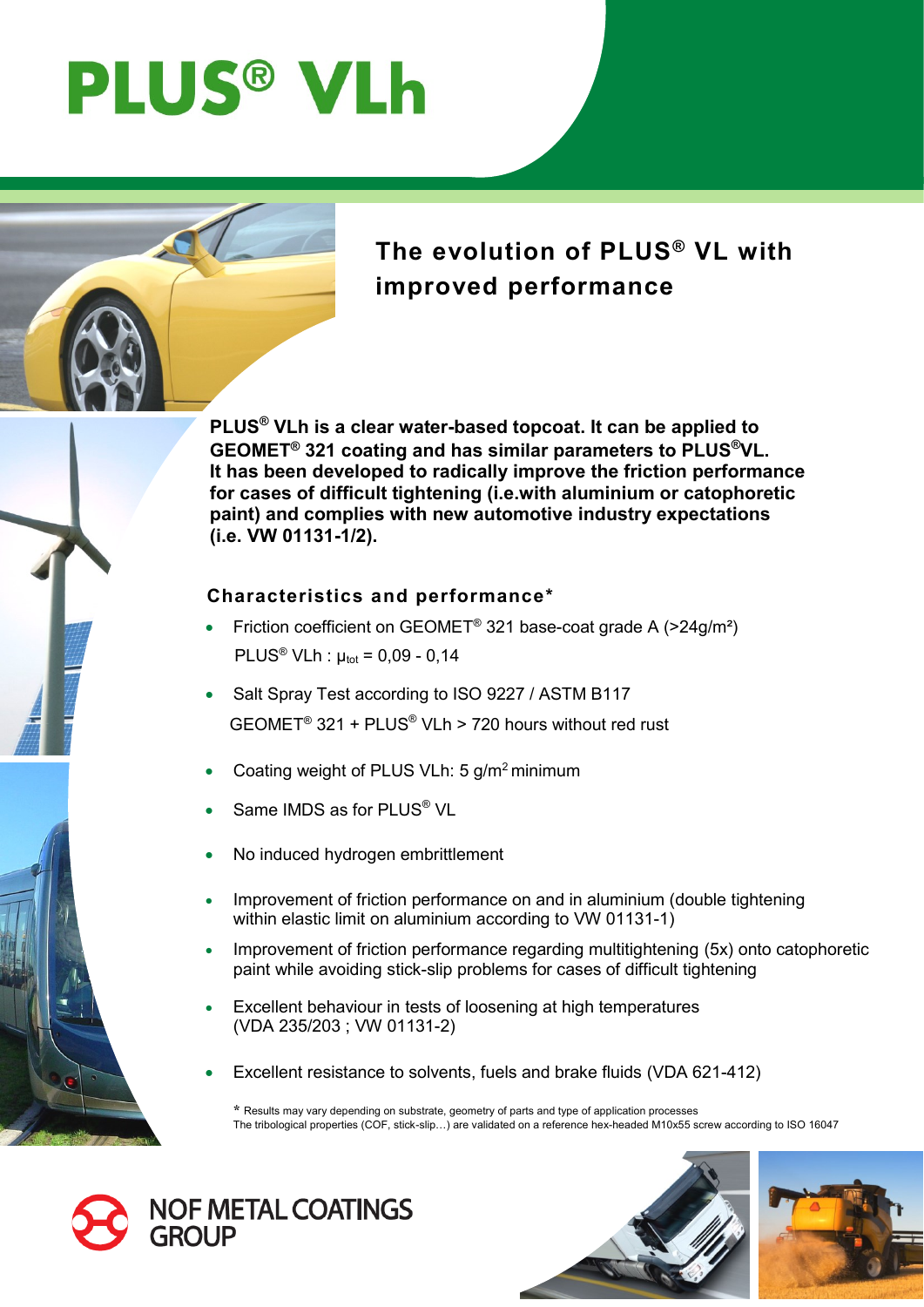# PLUS® VLh

## The evolution of PLUS® VL with improved performance

**PLUS® VLh is a clear water-based topcoat. It can be applied to GEOMET® 321 coating and has similar parameters to PLUS®VL. It has been developed to radically improve the friction performance for cases of difficult tightening (i.e.with aluminium or catophoretic paint) and complies with new automotive industry expectations (i.e. VW 01131-1/2).**

### Characteristics and performance*

- Friction coefficient on GEOMET® 321 base-coat grade A (>24g/m²)
  PLUS® VLh : $\mu_{tot}$ = 0,09 - 0,14
- Salt Spray Test according to ISO 9227 / ASTM B117
  GEOMET® 321 + PLUS® VLh > 720 hours without red rust
- Coating weight of PLUS VLh: 5 g/m² minimum
- Same IMDS as for PLUS® VL
- No induced hydrogen embrittlement
- Improvement of friction performance on and in aluminium (double tightening within elastic limit on aluminium according to VW 01131-1)
- Improvement of friction performance regarding multitightening (5x) onto catophoretic paint while avoiding stick-slip problems for cases of difficult tightening
- Excellent behaviour in tests of loosening at high temperatures (VDA 235/203 ; VW 01131-2)
- Excellent resistance to solvents, fuels and brake fluids (VDA 621-412)

* Results may vary depending on substrate, geometry of parts and type of application processes
The tribological properties (COF, stick-slip…) are validated on a reference hex-headed M10x55 screw according to ISO 16047

NOF METAL COATINGS GROUP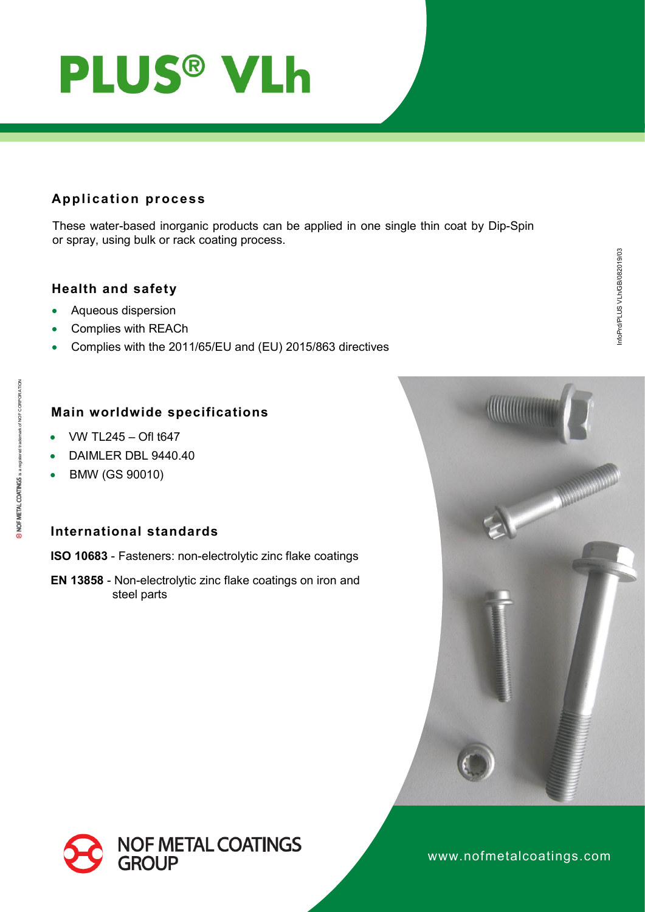# PLUS® VLh

## Application process

These water-based inorganic products can be applied in one single thin coat by Dip-Spin or spray, using bulk or rack coating process.

## Health and safety

- Aqueous dispersion
- Complies with REACh
- Complies with the 2011/65/EU and (EU) 2015/863 directives

## Main worldwide specifications

- VW TL245 – Ofl t647
- DAIMLER DBL 9440.40
- BMW (GS 90010)

## International standards

**ISO 10683** - Fasteners: non-electrolytic zinc flake coatings

**EN 13858** - Non-electrolytic zinc flake coatings on iron and steel parts

InfoPrd/PLUS VLh/GB/082019/03

NOF METAL COATINGS is a registered trademark of NOF CORPORATION

NOF METAL COATINGS GROUP

www.nofmetalcoatings.com